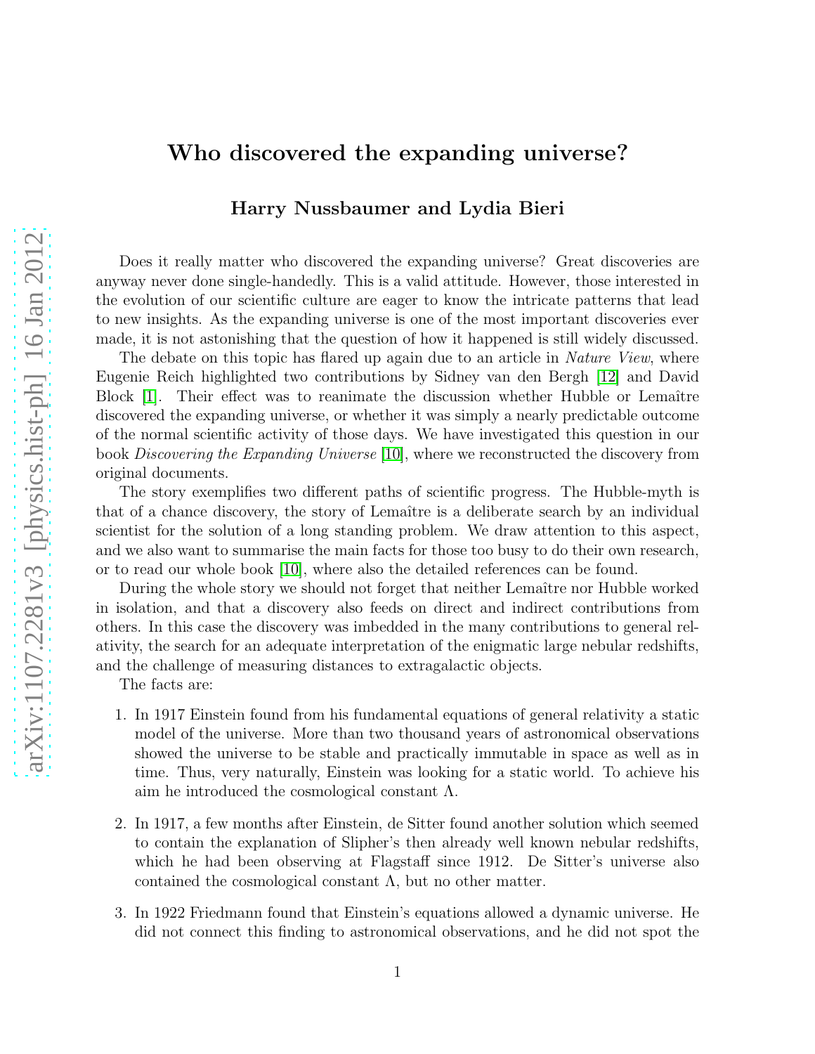# Who discovered the expanding universe?

**Harry Nussbaumer and Lydia Bieri**

Does it really matter who discovered the expanding universe? Great discoveries are anyway never done single-handedly. This is a valid attitude. However, those interested in the evolution of our scientific culture are eager to know the intricate patterns that lead to new insights. As the expanding universe is one of the most important discoveries ever made, it is not astonishing that the question of how it happened is still widely discussed.

The debate on this topic has flared up again due to an article in *Nature View*, where Eugenie Reich highlighted two contributions by Sidney van den Bergh [12] and David Block [1]. Their effect was to reanimate the discussion whether Hubble or Lemaître discovered the expanding universe, or whether it was simply a nearly predictable outcome of the normal scientific activity of those days. We have investigated this question in our book *Discovering the Expanding Universe* [10], where we reconstructed the discovery from original documents.

The story exemplifies two different paths of scientific progress. The Hubble-myth is that of a chance discovery, the story of Lemaître is a deliberate search by an individual scientist for the solution of a long standing problem. We draw attention to this aspect, and we also want to summarise the main facts for those too busy to do their own research, or to read our whole book [10], where also the detailed references can be found.

During the whole story we should not forget that neither Lemaître nor Hubble worked in isolation, and that a discovery also feeds on direct and indirect contributions from others. In this case the discovery was imbedded in the many contributions to general relativity, the search for an adequate interpretation of the enigmatic large nebular redshifts, and the challenge of measuring distances to extragalactic objects.

The facts are:

1. In 1917 Einstein found from his fundamental equations of general relativity a static model of the universe. More than two thousand years of astronomical observations showed the universe to be stable and practically immutable in space as well as in time. Thus, very naturally, Einstein was looking for a static world. To achieve his aim he introduced the cosmological constant $\Lambda$.
2. In 1917, a few months after Einstein, de Sitter found another solution which seemed to contain the explanation of Slipher's then already well known nebular redshifts, which he had been observing at Flagstaff since 1912. De Sitter's universe also contained the cosmological constant $\Lambda$, but no other matter.
3. In 1922 Friedmann found that Einstein's equations allowed a dynamic universe. He did not connect this finding to astronomical observations, and he did not spot the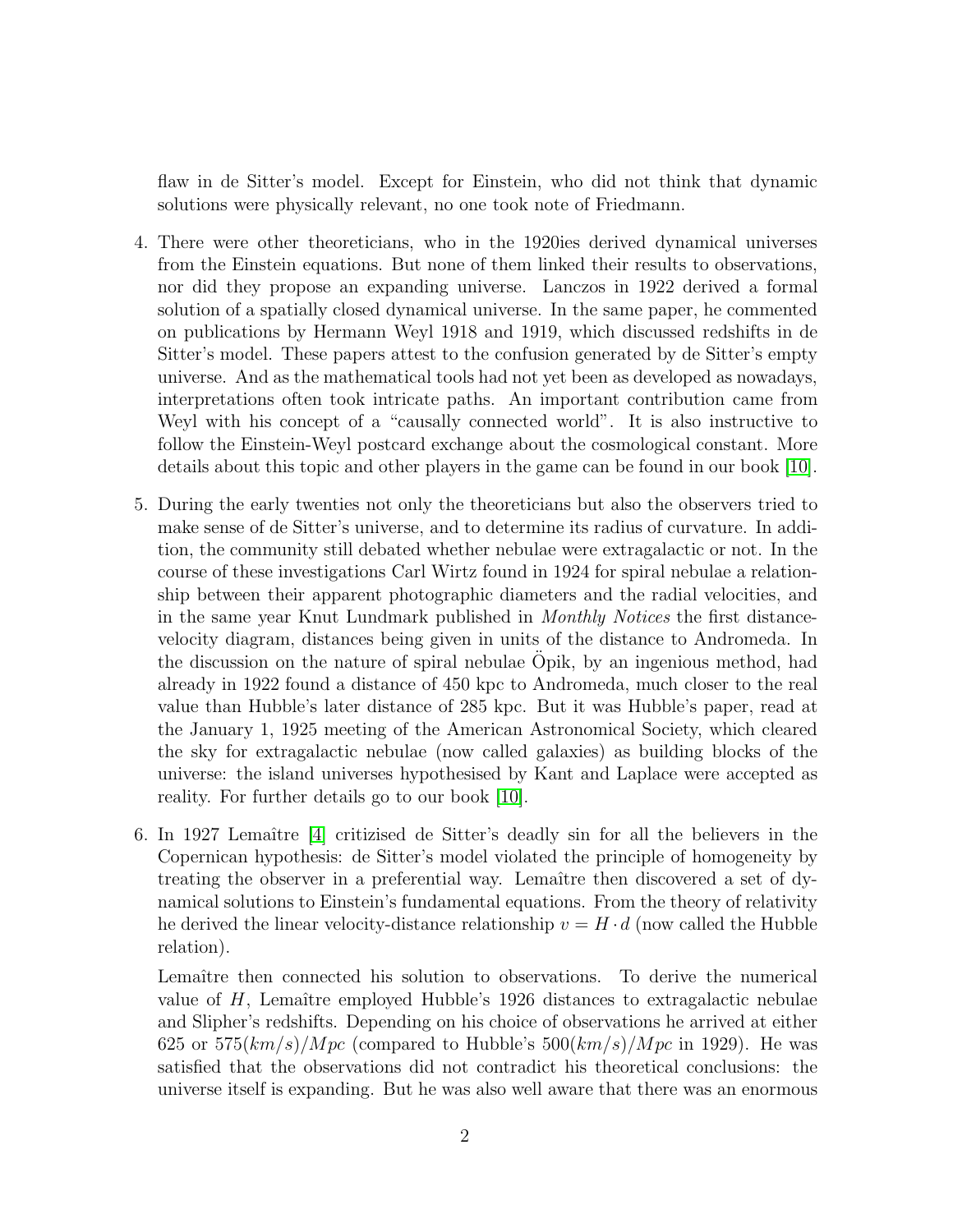flaw in de Sitter's model. Except for Einstein, who did not think that dynamic solutions were physically relevant, no one took note of Friedmann.

4. There were other theoreticians, who in the 1920ies derived dynamical universes from the Einstein equations. But none of them linked their results to observations, nor did they propose an expanding universe. Lanczos in 1922 derived a formal solution of a spatially closed dynamical universe. In the same paper, he commented on publications by Hermann Weyl 1918 and 1919, which discussed redshifts in de Sitter's model. These papers attest to the confusion generated by de Sitter's empty universe. And as the mathematical tools had not yet been as developed as nowadays, interpretations often took intricate paths. An important contribution came from Weyl with his concept of a "causally connected world". It is also instructive to follow the Einstein-Weyl postcard exchange about the cosmological constant. More details about this topic and other players in the game can be found in our book [10].

5. During the early twenties not only the theoreticians but also the observers tried to make sense of de Sitter's universe, and to determine its radius of curvature. In addition, the community still debated whether nebulae were extragalactic or not. In the course of these investigations Carl Wirtz found in 1924 for spiral nebulae a relationship between their apparent photographic diameters and the radial velocities, and in the same year Knut Lundmark published in *Monthly Notices* the first distance-velocity diagram, distances being given in units of the distance to Andromeda. In the discussion on the nature of spiral nebulae Öpik, by an ingenious method, had already in 1922 found a distance of 450 kpc to Andromeda, much closer to the real value than Hubble's later distance of 285 kpc. But it was Hubble's paper, read at the January 1, 1925 meeting of the American Astronomical Society, which cleared the sky for extragalactic nebulae (now called galaxies) as building blocks of the universe: the island universes hypothesised by Kant and Laplace were accepted as reality. For further details go to our book [10].

6. In 1927 Lemaître [4] critizised de Sitter's deadly sin for all the believers in the Copernican hypothesis: de Sitter's model violated the principle of homogeneity by treating the observer in a preferential way. Lemaître then discovered a set of dynamical solutions to Einstein's fundamental equations. From the theory of relativity he derived the linear velocity-distance relationship $v = H \cdot d$ (now called the Hubble relation).

   Lemaître then connected his solution to observations. To derive the numerical value of $H$, Lemaître employed Hubble's 1926 distances to extragalactic nebulae and Slipher's redshifts. Depending on his choice of observations he arrived at either 625 or $575 (km/s)/Mpc$ (compared to Hubble's $500 (km/s)/Mpc$ in 1929). He was satisfied that the observations did not contradict his theoretical conclusions: the universe itself is expanding. But he was also well aware that there was an enormous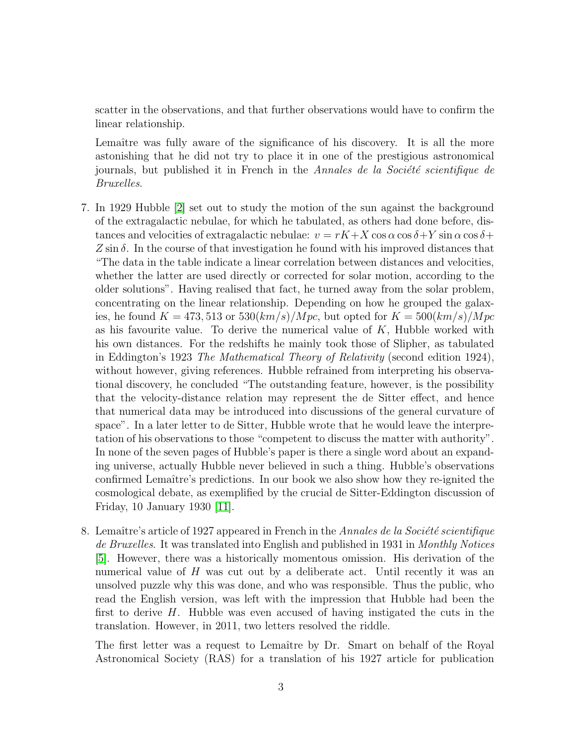scatter in the observations, and that further observations would have to confirm the linear relationship.

Lemaître was fully aware of the significance of his discovery. It is all the more astonishing that he did not try to place it in one of the prestigious astronomical journals, but published it in French in the *Annales de la Société scientifique de Bruxelles*.

7. In 1929 Hubble [2] set out to study the motion of the sun against the background of the extragalactic nebulae, for which he tabulated, as others had done before, distances and velocities of extragalactic nebulae: $v = rK + X \cos\alpha \cos\delta + Y \sin\alpha \cos\delta + Z \sin\delta$. In the course of that investigation he found with his improved distances that "The data in the table indicate a linear correlation between distances and velocities, whether the latter are used directly or corrected for solar motion, according to the older solutions". Having realised that fact, he turned away from the solar problem, concentrating on the linear relationship. Depending on how he grouped the galaxies, he found $K = 473, 513$ or $530 (km/s)/Mpc$, but opted for $K = 500 (km/s)/Mpc$ as his favourite value. To derive the numerical value of $K$, Hubble worked with his own distances. For the redshifts he mainly took those of Slipher, as tabulated in Eddington's 1923 *The Mathematical Theory of Relativity* (second edition 1924), without however, giving references. Hubble refrained from interpreting his observational discovery, he concluded "The outstanding feature, however, is the possibility that the velocity-distance relation may represent the de Sitter effect, and hence that numerical data may be introduced into discussions of the general curvature of space". In a later letter to de Sitter, Hubble wrote that he would leave the interpretation of his observations to those "competent to discuss the matter with authority". In none of the seven pages of Hubble's paper is there a single word about an expanding universe, actually Hubble never believed in such a thing. Hubble's observations confirmed Lemaître's predictions. In our book we also show how they re-ignited the cosmological debate, as exemplified by the crucial de Sitter-Eddington discussion of Friday, 10 January 1930 [11].

8. Lemaître's article of 1927 appeared in French in the *Annales de la Société scientifique de Bruxelles*. It was translated into English and published in 1931 in *Monthly Notices* [5]. However, there was a historically momentous omission. His derivation of the numerical value of $H$ was cut out by a deliberate act. Until recently it was an unsolved puzzle why this was done, and who was responsible. Thus the public, who read the English version, was left with the impression that Hubble had been the first to derive $H$. Hubble was even accused of having instigated the cuts in the translation. However, in 2011, two letters resolved the riddle.

   The first letter was a request to Lemaître by Dr. Smart on behalf of the Royal Astronomical Society (RAS) for a translation of his 1927 article for publication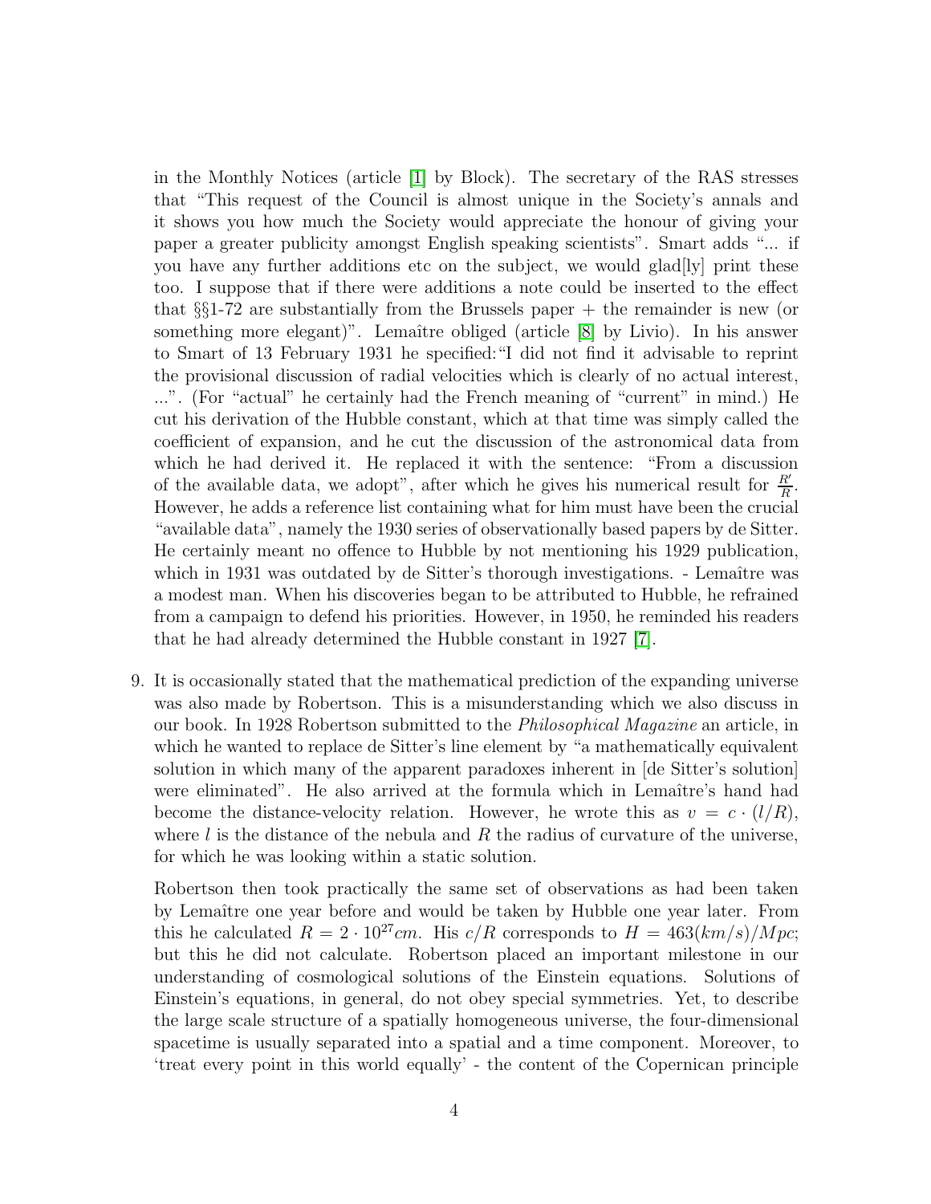in the Monthly Notices (article [1] by Block). The secretary of the RAS stresses that "This request of the Council is almost unique in the Society's annals and it shows you how much the Society would appreciate the honour of giving your paper a greater publicity amongst English speaking scientists". Smart adds "... if you have any further additions etc on the subject, we would glad[ly] print these too. I suppose that if there were additions a note could be inserted to the effect that §§1-72 are substantially from the Brussels paper + the remainder is new (or something more elegant)". Lemaître obliged (article [8] by Livio). In his answer to Smart of 13 February 1931 he specified: "I did not find it advisable to reprint the provisional discussion of radial velocities which is clearly of no actual interest, ...". (For "actual" he certainly had the French meaning of "current" in mind.) He cut his derivation of the Hubble constant, which at that time was simply called the coefficient of expansion, and he cut the discussion of the astronomical data from which he had derived it. He replaced it with the sentence: "From a discussion of the available data, we adopt", after which he gives his numerical result for $\frac{R'}{R}$. However, he adds a reference list containing what for him must have been the crucial "available data", namely the 1930 series of observationally based papers by de Sitter. He certainly meant no offence to Hubble by not mentioning his 1929 publication, which in 1931 was outdated by de Sitter's thorough investigations. - Lemaître was a modest man. When his discoveries began to be attributed to Hubble, he refrained from a campaign to defend his priorities. However, in 1950, he reminded his readers that he had already determined the Hubble constant in 1927 [7].

9. It is occasionally stated that the mathematical prediction of the expanding universe was also made by Robertson. This is a misunderstanding which we also discuss in our book. In 1928 Robertson submitted to the *Philosophical Magazine* an article, in which he wanted to replace de Sitter's line element by "a mathematically equivalent solution in which many of the apparent paradoxes inherent in [de Sitter's solution] were eliminated". He also arrived at the formula which in Lemaître's hand had become the distance-velocity relation. However, he wrote this as $v = c \cdot (l/R)$, where $l$ is the distance of the nebula and $R$ the radius of curvature of the universe, for which he was looking within a static solution.

   Robertson then took practically the same set of observations as had been taken by Lemaître one year before and would be taken by Hubble one year later. From this he calculated $R = 2 \cdot 10^{27} cm$. His $c/R$ corresponds to $H = 463 (km/s)/Mpc$; but this he did not calculate. Robertson placed an important milestone in our understanding of cosmological solutions of the Einstein equations. Solutions of Einstein's equations, in general, do not obey special symmetries. Yet, to describe the large scale structure of a spatially homogeneous universe, the four-dimensional spacetime is usually separated into a spatial and a time component. Moreover, to 'treat every point in this world equally' - the content of the Copernican principle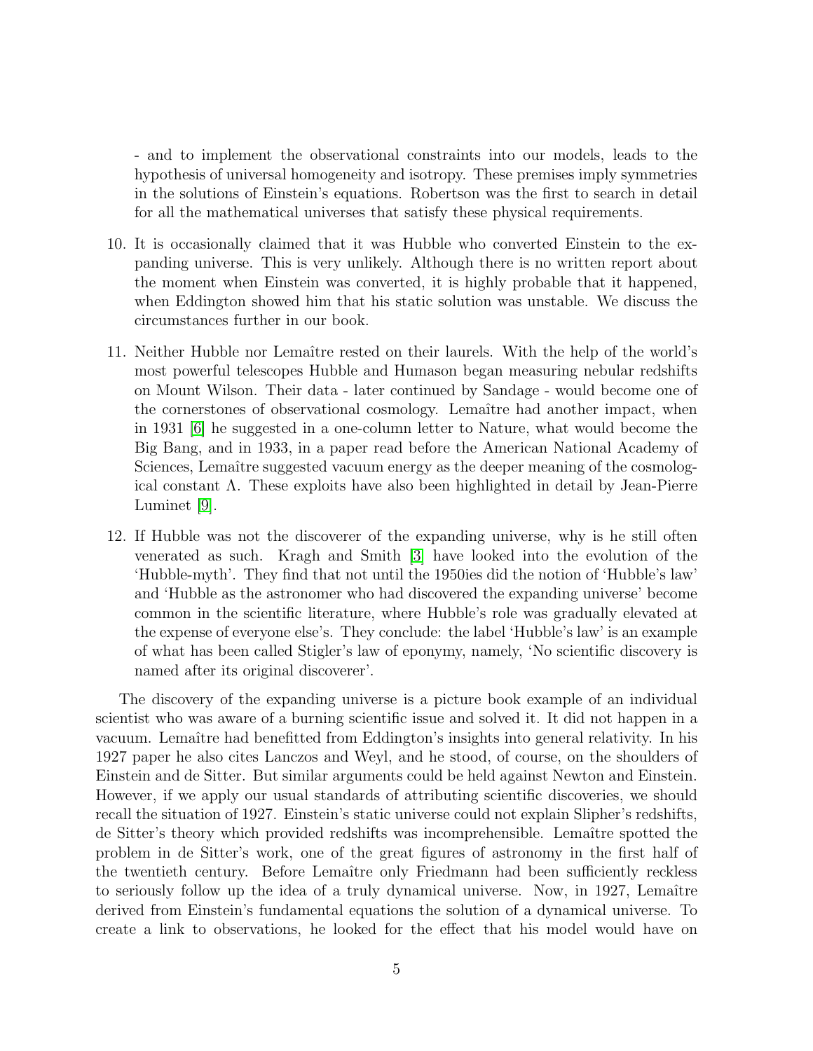- and to implement the observational constraints into our models, leads to the hypothesis of universal homogeneity and isotropy. These premises imply symmetries in the solutions of Einstein's equations. Robertson was the first to search in detail for all the mathematical universes that satisfy these physical requirements.

10. It is occasionally claimed that it was Hubble who converted Einstein to the expanding universe. This is very unlikely. Although there is no written report about the moment when Einstein was converted, it is highly probable that it happened, when Eddington showed him that his static solution was unstable. We discuss the circumstances further in our book.

11. Neither Hubble nor Lemaître rested on their laurels. With the help of the world's most powerful telescopes Hubble and Humason began measuring nebular redshifts on Mount Wilson. Their data - later continued by Sandage - would become one of the cornerstones of observational cosmology. Lemaître had another impact, when in 1931 [6] he suggested in a one-column letter to Nature, what would become the Big Bang, and in 1933, in a paper read before the American National Academy of Sciences, Lemaître suggested vacuum energy as the deeper meaning of the cosmological constant $\Lambda$. These exploits have also been highlighted in detail by Jean-Pierre Luminet [9].

12. If Hubble was not the discoverer of the expanding universe, why is he still often venerated as such. Kragh and Smith [3] have looked into the evolution of the 'Hubble-myth'. They find that not until the 1950ies did the notion of 'Hubble's law' and 'Hubble as the astronomer who had discovered the expanding universe' become common in the scientific literature, where Hubble's role was gradually elevated at the expense of everyone else's. They conclude: the label 'Hubble's law' is an example of what has been called Stigler's law of eponymy, namely, 'No scientific discovery is named after its original discoverer'.

The discovery of the expanding universe is a picture book example of an individual scientist who was aware of a burning scientific issue and solved it. It did not happen in a vacuum. Lemaître had benefitted from Eddington's insights into general relativity. In his 1927 paper he also cites Lanczos and Weyl, and he stood, of course, on the shoulders of Einstein and de Sitter. But similar arguments could be held against Newton and Einstein. However, if we apply our usual standards of attributing scientific discoveries, we should recall the situation of 1927. Einstein's static universe could not explain Slipher's redshifts, de Sitter's theory which provided redshifts was incomprehensible. Lemaître spotted the problem in de Sitter's work, one of the great figures of astronomy in the first half of the twentieth century. Before Lemaître only Friedmann had been sufficiently reckless to seriously follow up the idea of a truly dynamical universe. Now, in 1927, Lemaître derived from Einstein's fundamental equations the solution of a dynamical universe. To create a link to observations, he looked for the effect that his model would have on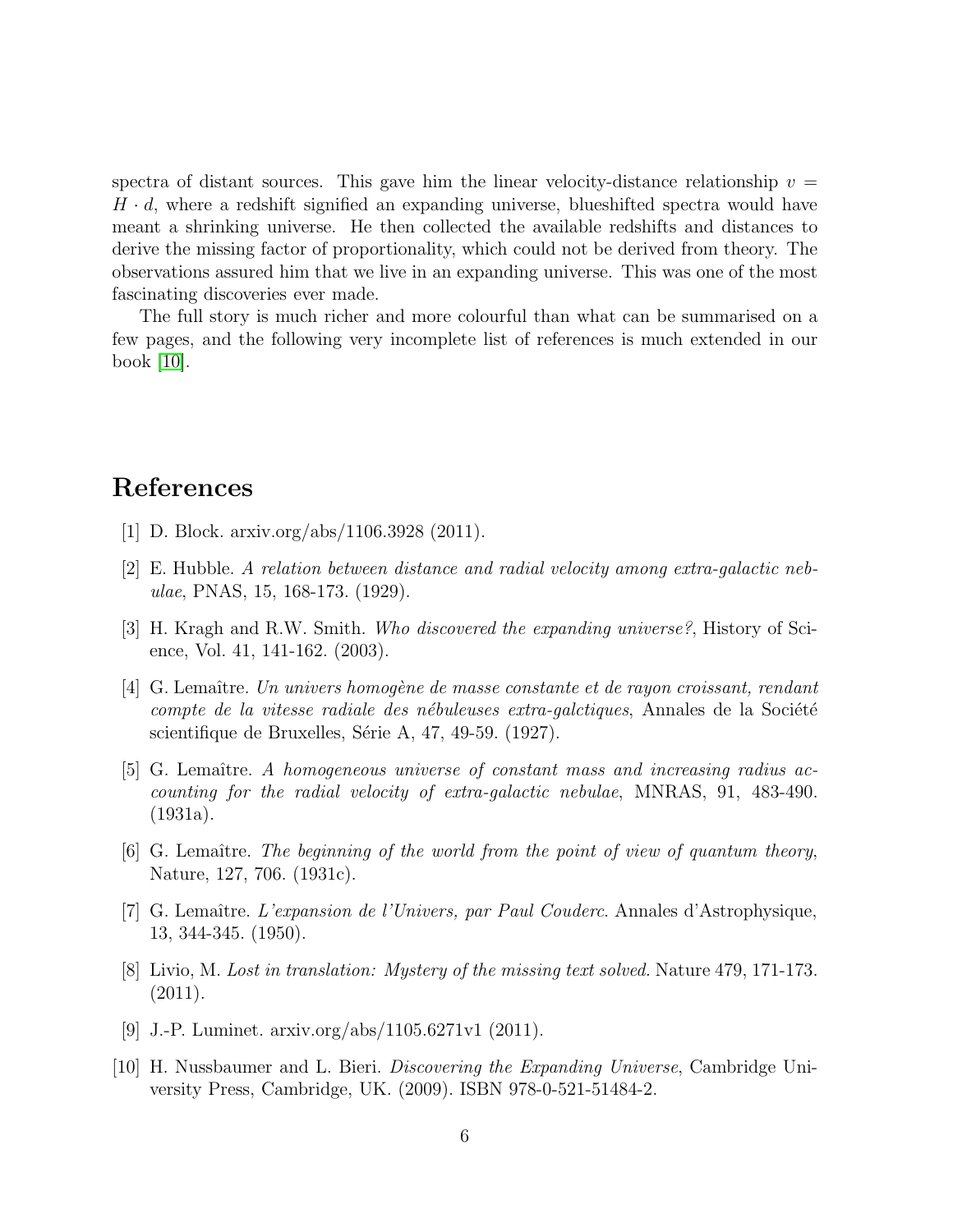spectra of distant sources. This gave him the linear velocity-distance relationship $v = H \cdot d$, where a redshift signified an expanding universe, blueshifted spectra would have meant a shrinking universe. He then collected the available redshifts and distances to derive the missing factor of proportionality, which could not be derived from theory. The observations assured him that we live in an expanding universe. This was one of the most fascinating discoveries ever made.

The full story is much richer and more colourful than what can be summarised on a few pages, and the following very incomplete list of references is much extended in our book [10].

# References

[1] D. Block. arxiv.org/abs/1106.3928 (2011).

[2] E. Hubble. *A relation between distance and radial velocity among extra-galactic nebulae*, PNAS, 15, 168-173. (1929).

[3] H. Kragh and R.W. Smith. *Who discovered the expanding universe?*, History of Science, Vol. 41, 141-162. (2003).

[4] G. Lemaître. *Un univers homogène de masse constante et de rayon croissant, rendant compte de la vitesse radiale des nébuleuses extra-galctiques*, Annales de la Société scientifique de Bruxelles, Série A, 47, 49-59. (1927).

[5] G. Lemaître. *A homogeneous universe of constant mass and increasing radius accounting for the radial velocity of extra-galactic nebulae*, MNRAS, 91, 483-490. (1931a).

[6] G. Lemaître. *The beginning of the world from the point of view of quantum theory*, Nature, 127, 706. (1931c).

[7] G. Lemaître. *L'expansion de l'Univers, par Paul Couderc*. Annales d'Astrophysique, 13, 344-345. (1950).

[8] Livio, M. *Lost in translation: Mystery of the missing text solved.* Nature 479, 171-173. (2011).

[9] J.-P. Luminet. arxiv.org/abs/1105.6271v1 (2011).

[10] H. Nussbaumer and L. Bieri. *Discovering the Expanding Universe*, Cambridge University Press, Cambridge, UK. (2009). ISBN 978-0-521-51484-2.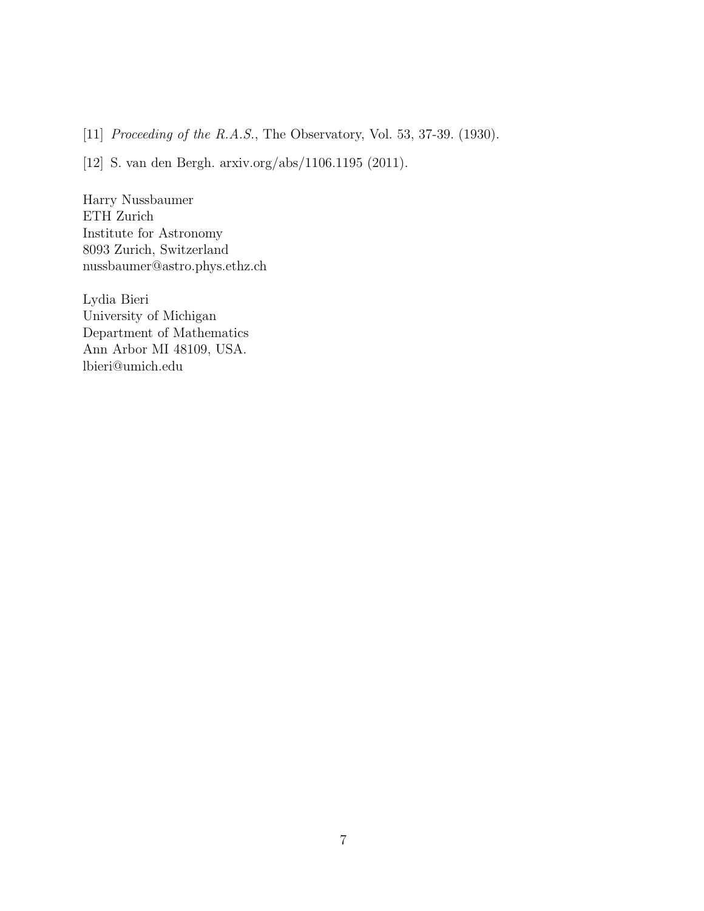[11] *Proceeding of the R.A.S.*, The Observatory, Vol. 53, 37-39. (1930).

[12] S. van den Bergh. arxiv.org/abs/1106.1195 (2011).

Harry Nussbaumer
ETH Zurich
Institute for Astronomy
8093 Zurich, Switzerland
nussbaumer@astro.phys.ethz.ch

Lydia Bieri
University of Michigan
Department of Mathematics
Ann Arbor MI 48109, USA.
lbieri@umich.edu